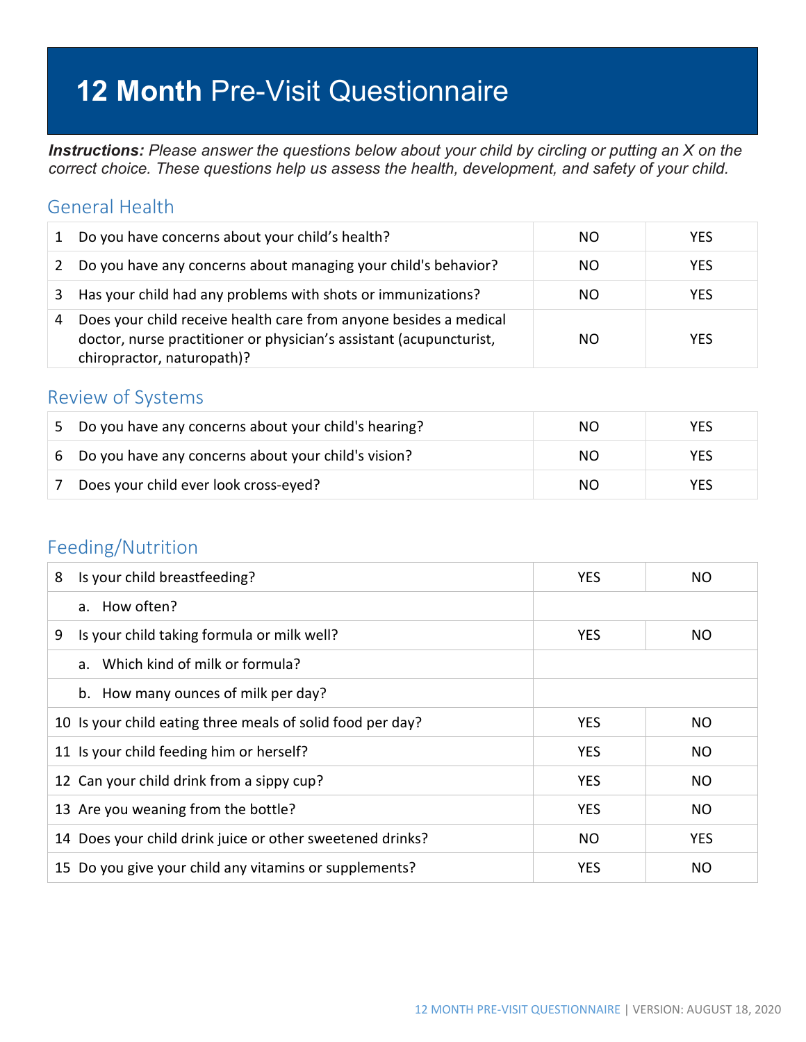# **12 Month** Pre-Visit Questionnaire

***Instructions:*** *Please answer the questions below about your child by circling or putting an X on the correct choice. These questions help us assess the health, development, and safety of your child.*

## General Health

| | | | |
|---|---|---|---|
| 1 | Do you have concerns about your child's health? | NO | YES |
| 2 | Do you have any concerns about managing your child's behavior? | NO | YES |
| 3 | Has your child had any problems with shots or immunizations? | NO | YES |
| 4 | Does your child receive health care from anyone besides a medical doctor, nurse practitioner or physician's assistant (acupuncturist, chiropractor, naturopath)? | NO | YES |

## Review of Systems

| | | | |
|---|---|---|---|
| 5 | Do you have any concerns about your child's hearing? | NO | YES |
| 6 | Do you have any concerns about your child's vision? | NO | YES |
| 7 | Does your child ever look cross-eyed? | NO | YES |

## Feeding/Nutrition

| | | | |
|---|---|---|---|
| 8 | Is your child breastfeeding? | YES | NO |
| | a. How often? | | |
| 9 | Is your child taking formula or milk well? | YES | NO |
| | a. Which kind of milk or formula? | | |
| | b. How many ounces of milk per day? | | |
| 10 | Is your child eating three meals of solid food per day? | YES | NO |
| 11 | Is your child feeding him or herself? | YES | NO |
| 12 | Can your child drink from a sippy cup? | YES | NO |
| 13 | Are you weaning from the bottle? | YES | NO |
| 14 | Does your child drink juice or other sweetened drinks? | NO | YES |
| 15 | Do you give your child any vitamins or supplements? | YES | NO |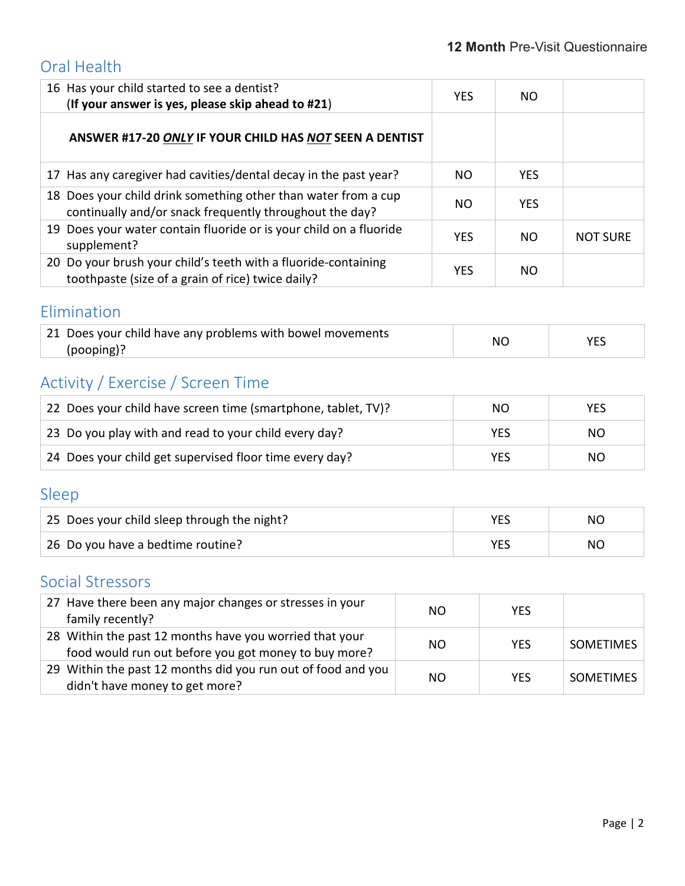12 **Month** Pre-Visit Questionnaire

## Oral Health

| | | | |
|---|---|---|---|
| 16 Has your child started to see a dentist? **(If your answer is yes, please skip ahead to #21)** | YES | NO | |
| **ANSWER #17-20 *ONLY* IF YOUR CHILD HAS *NOT* SEEN A DENTIST** | | | |
| 17 Has any caregiver had cavities/dental decay in the past year? | NO | YES | |
| 18 Does your child drink something other than water from a cup continually and/or snack frequently throughout the day? | NO | YES | |
| 19 Does your water contain fluoride or is your child on a fluoride supplement? | YES | NO | NOT SURE |
| 20 Do your brush your child's teeth with a fluoride-containing toothpaste (size of a grain of rice) twice daily? | YES | NO | |

## Elimination

| | | |
|---|---|---|
| 21 Does your child have any problems with bowel movements (pooping)? | NO | YES |

## Activity / Exercise / Screen Time

| | | |
|---|---|---|
| 22 Does your child have screen time (smartphone, tablet, TV)? | NO | YES |
| 23 Do you play with and read to your child every day? | YES | NO |
| 24 Does your child get supervised floor time every day? | YES | NO |

## Sleep

| | | |
|---|---|---|
| 25 Does your child sleep through the night? | YES | NO |
| 26 Do you have a bedtime routine? | YES | NO |

## Social Stressors

| | | | |
|---|---|---|---|
| 27 Have there been any major changes or stresses in your family recently? | NO | YES | |
| 28 Within the past 12 months have you worried that your food would run out before you got money to buy more? | NO | YES | SOMETIMES |
| 29 Within the past 12 months did you run out of food and you didn't have money to get more? | NO | YES | SOMETIMES |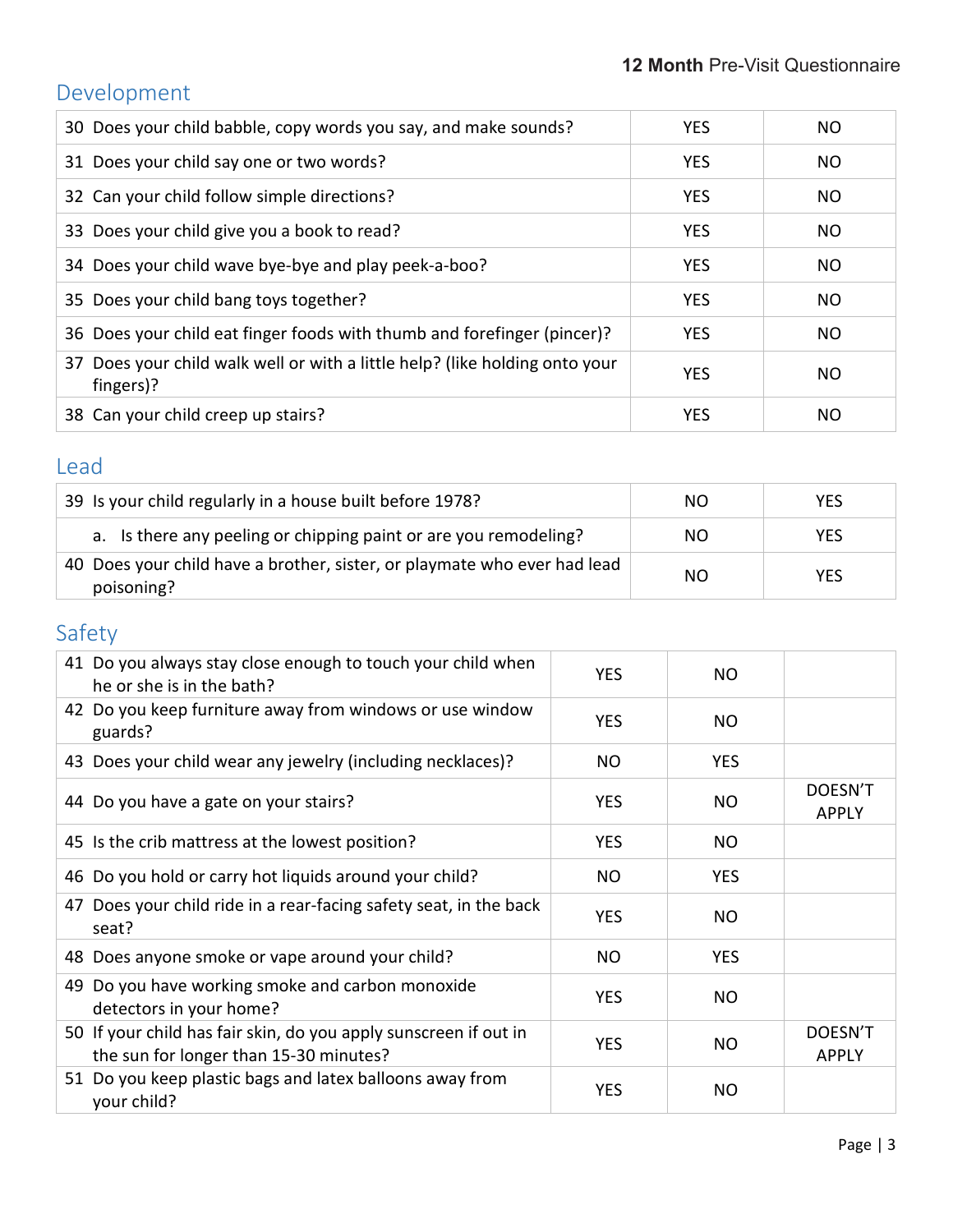## Development

| | | |
|---|---|---|
| 30 Does your child babble, copy words you say, and make sounds? | YES | NO |
| 31 Does your child say one or two words? | YES | NO |
| 32 Can your child follow simple directions? | YES | NO |
| 33 Does your child give you a book to read? | YES | NO |
| 34 Does your child wave bye-bye and play peek-a-boo? | YES | NO |
| 35 Does your child bang toys together? | YES | NO |
| 36 Does your child eat finger foods with thumb and forefinger (pincer)? | YES | NO |
| 37 Does your child walk well or with a little help? (like holding onto your fingers)? | YES | NO |
| 38 Can your child creep up stairs? | YES | NO |

## Lead

| | | |
|---|---|---|
| 39 Is your child regularly in a house built before 1978? | NO | YES |
| a. Is there any peeling or chipping paint or are you remodeling? | NO | YES |
| 40 Does your child have a brother, sister, or playmate who ever had lead poisoning? | NO | YES |

## Safety

| | | | |
|---|---|---|---|
| 41 Do you always stay close enough to touch your child when he or she is in the bath? | YES | NO | |
| 42 Do you keep furniture away from windows or use window guards? | YES | NO | |
| 43 Does your child wear any jewelry (including necklaces)? | NO | YES | |
| 44 Do you have a gate on your stairs? | YES | NO | DOESN'T APPLY |
| 45 Is the crib mattress at the lowest position? | YES | NO | |
| 46 Do you hold or carry hot liquids around your child? | NO | YES | |
| 47 Does your child ride in a rear-facing safety seat, in the back seat? | YES | NO | |
| 48 Does anyone smoke or vape around your child? | NO | YES | |
| 49 Do you have working smoke and carbon monoxide detectors in your home? | YES | NO | |
| 50 If your child has fair skin, do you apply sunscreen if out in the sun for longer than 15-30 minutes? | YES | NO | DOESN'T APPLY |
| 51 Do you keep plastic bags and latex balloons away from your child? | YES | NO | |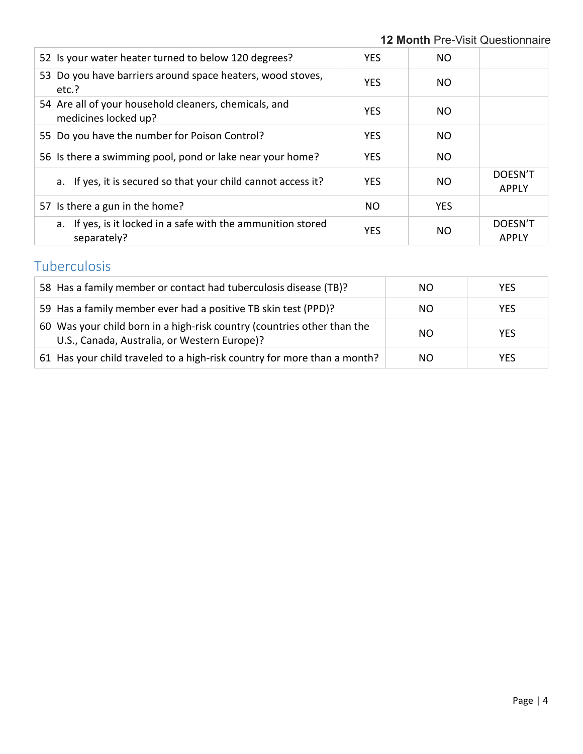| | | | |
|---|---|---|---|
| 52 Is your water heater turned to below 120 degrees? | YES | NO | |
| 53 Do you have barriers around space heaters, wood stoves, etc.? | YES | NO | |
| 54 Are all of your household cleaners, chemicals, and medicines locked up? | YES | NO | |
| 55 Do you have the number for Poison Control? | YES | NO | |
| 56 Is there a swimming pool, pond or lake near your home? | YES | NO | |
| a. If yes, it is secured so that your child cannot access it? | YES | NO | DOESN'T APPLY |
| 57 Is there a gun in the home? | NO | YES | |
| a. If yes, is it locked in a safe with the ammunition stored separately? | YES | NO | DOESN'T APPLY |

## Tuberculosis

| | | |
|---|---|---|
| 58 Has a family member or contact had tuberculosis disease (TB)? | NO | YES |
| 59 Has a family member ever had a positive TB skin test (PPD)? | NO | YES |
| 60 Was your child born in a high-risk country (countries other than the U.S., Canada, Australia, or Western Europe)? | NO | YES |
| 61 Has your child traveled to a high-risk country for more than a month? | NO | YES |